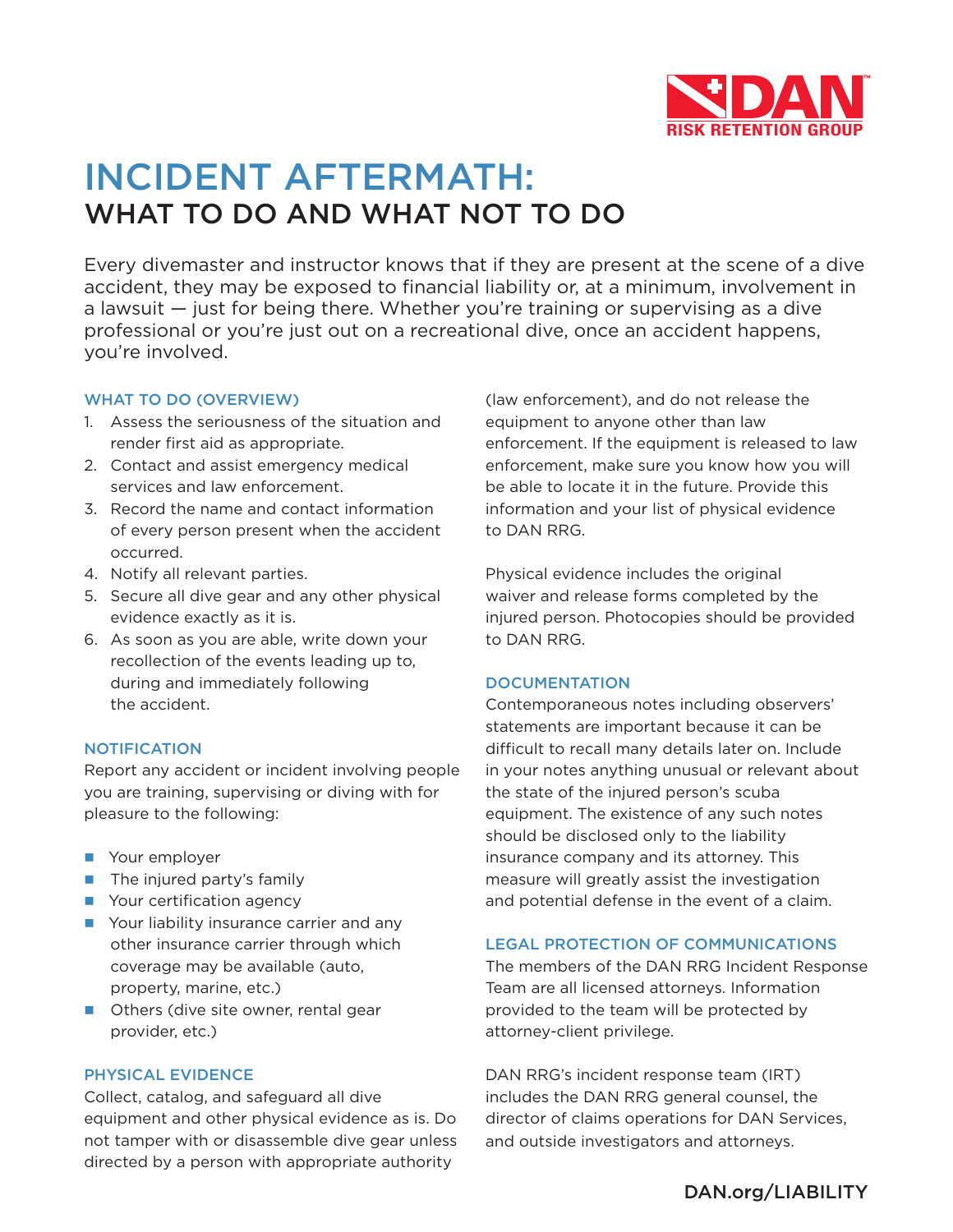DAN RISK RETENTION GROUP

# INCIDENT AFTERMATH:
## WHAT TO DO AND WHAT NOT TO DO

Every divemaster and instructor knows that if they are present at the scene of a dive accident, they may be exposed to financial liability or, at a minimum, involvement in a lawsuit — just for being there. Whether you're training or supervising as a dive professional or you're just out on a recreational dive, once an accident happens, you're involved.

### WHAT TO DO (OVERVIEW)

1. Assess the seriousness of the situation and render first aid as appropriate.
2. Contact and assist emergency medical services and law enforcement.
3. Record the name and contact information of every person present when the accident occurred.
4. Notify all relevant parties.
5. Secure all dive gear and any other physical evidence exactly as it is.
6. As soon as you are able, write down your recollection of the events leading up to, during and immediately following the accident.

### NOTIFICATION

Report any accident or incident involving people you are training, supervising or diving with for pleasure to the following:

- Your employer
- The injured party's family
- Your certification agency
- Your liability insurance carrier and any other insurance carrier through which coverage may be available (auto, property, marine, etc.)
- Others (dive site owner, rental gear provider, etc.)

### PHYSICAL EVIDENCE

Collect, catalog, and safeguard all dive equipment and other physical evidence as is. Do not tamper with or disassemble dive gear unless directed by a person with appropriate authority (law enforcement), and do not release the equipment to anyone other than law enforcement. If the equipment is released to law enforcement, make sure you know how you will be able to locate it in the future. Provide this information and your list of physical evidence to DAN RRG.

Physical evidence includes the original waiver and release forms completed by the injured person. Photocopies should be provided to DAN RRG.

### DOCUMENTATION

Contemporaneous notes including observers' statements are important because it can be difficult to recall many details later on. Include in your notes anything unusual or relevant about the state of the injured person's scuba equipment. The existence of any such notes should be disclosed only to the liability insurance company and its attorney. This measure will greatly assist the investigation and potential defense in the event of a claim.

### LEGAL PROTECTION OF COMMUNICATIONS

The members of the DAN RRG Incident Response Team are all licensed attorneys. Information provided to the team will be protected by attorney-client privilege.

DAN RRG's incident response team (IRT) includes the DAN RRG general counsel, the director of claims operations for DAN Services, and outside investigators and attorneys.

DAN.org/LIABILITY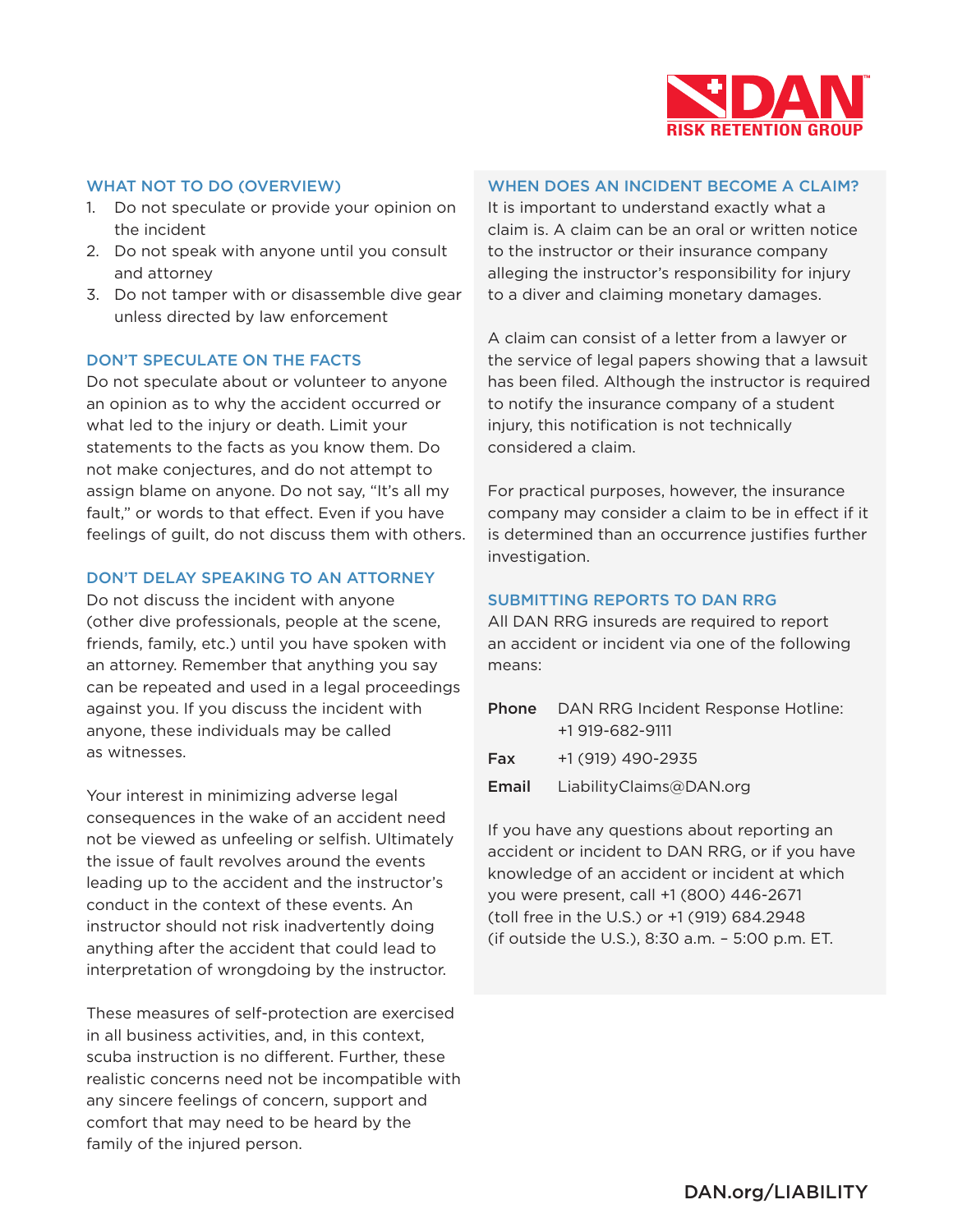## WHAT NOT TO DO (OVERVIEW)

1. Do not speculate or provide your opinion on the incident
2. Do not speak with anyone until you consult and attorney
3. Do not tamper with or disassemble dive gear unless directed by law enforcement

## DON'T SPECULATE ON THE FACTS

Do not speculate about or volunteer to anyone an opinion as to why the accident occurred or what led to the injury or death. Limit your statements to the facts as you know them. Do not make conjectures, and do not attempt to assign blame on anyone. Do not say, "It's all my fault," or words to that effect. Even if you have feelings of guilt, do not discuss them with others.

## DON'T DELAY SPEAKING TO AN ATTORNEY

Do not discuss the incident with anyone (other dive professionals, people at the scene, friends, family, etc.) until you have spoken with an attorney. Remember that anything you say can be repeated and used in a legal proceedings against you. If you discuss the incident with anyone, these individuals may be called as witnesses.

Your interest in minimizing adverse legal consequences in the wake of an accident need not be viewed as unfeeling or selfish. Ultimately the issue of fault revolves around the events leading up to the accident and the instructor's conduct in the context of these events. An instructor should not risk inadvertently doing anything after the accident that could lead to interpretation of wrongdoing by the instructor.

These measures of self-protection are exercised in all business activities, and, in this context, scuba instruction is no different. Further, these realistic concerns need not be incompatible with any sincere feelings of concern, support and comfort that may need to be heard by the family of the injured person.

## WHEN DOES AN INCIDENT BECOME A CLAIM?

It is important to understand exactly what a claim is. A claim can be an oral or written notice to the instructor or their insurance company alleging the instructor's responsibility for injury to a diver and claiming monetary damages.

A claim can consist of a letter from a lawyer or the service of legal papers showing that a lawsuit has been filed. Although the instructor is required to notify the insurance company of a student injury, this notification is not technically considered a claim.

For practical purposes, however, the insurance company may consider a claim to be in effect if it is determined than an occurrence justifies further investigation.

## SUBMITTING REPORTS TO DAN RRG

All DAN RRG insureds are required to report an accident or incident via one of the following means:

| | |
|---|---|
| **Phone** | DAN RRG Incident Response Hotline: +1 919-682-9111 |
| **Fax** | +1 (919) 490-2935 |
| **Email** | LiabilityClaims@DAN.org |

If you have any questions about reporting an accident or incident to DAN RRG, or if you have knowledge of an accident or incident at which you were present, call +1 (800) 446-2671 (toll free in the U.S.) or +1 (919) 684.2948 (if outside the U.S.), 8:30 a.m. – 5:00 p.m. ET.